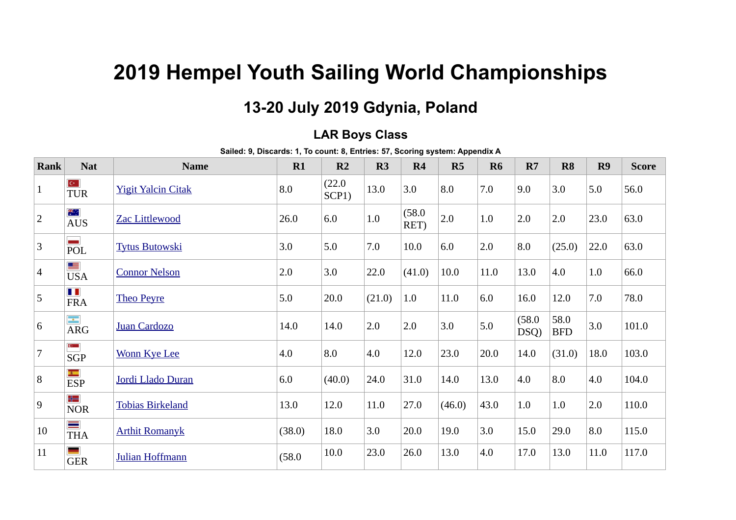# 2019 Hempel Youth Sailing World Championships

## 13-20 July 2019 Gdynia, Poland

### LAR Boys Class

**Sailed: 9, Discards: 1, To count: 8, Entries: 57, Scoring system: Appendix A**

| Rank | Nat | Name | R1 | R2 | R3 | R4 | R5 | R6 | R7 | R8 | R9 | Score |
|---|---|---|---|---|---|---|---|---|---|---|---|---|
| 1 | TUR | Yigit Yalcin Citak | 8.0 | (22.0 SCP1) | 13.0 | 3.0 | 8.0 | 7.0 | 9.0 | 3.0 | 5.0 | 56.0 |
| 2 | AUS | Zac Littlewood | 26.0 | 6.0 | 1.0 | (58.0 RET) | 2.0 | 1.0 | 2.0 | 2.0 | 23.0 | 63.0 |
| 3 | POL | Tytus Butowski | 3.0 | 5.0 | 7.0 | 10.0 | 6.0 | 2.0 | 8.0 | (25.0) | 22.0 | 63.0 |
| 4 | USA | Connor Nelson | 2.0 | 3.0 | 22.0 | (41.0) | 10.0 | 11.0 | 13.0 | 4.0 | 1.0 | 66.0 |
| 5 | FRA | Theo Peyre | 5.0 | 20.0 | (21.0) | 1.0 | 11.0 | 6.0 | 16.0 | 12.0 | 7.0 | 78.0 |
| 6 | ARG | Juan Cardozo | 14.0 | 14.0 | 2.0 | 2.0 | 3.0 | 5.0 | (58.0 DSQ) | 58.0 BFD | 3.0 | 101.0 |
| 7 | SGP | Wonn Kye Lee | 4.0 | 8.0 | 4.0 | 12.0 | 23.0 | 20.0 | 14.0 | (31.0) | 18.0 | 103.0 |
| 8 | ESP | Jordi Llado Duran | 6.0 | (40.0) | 24.0 | 31.0 | 14.0 | 13.0 | 4.0 | 8.0 | 4.0 | 104.0 |
| 9 | NOR | Tobias Birkeland | 13.0 | 12.0 | 11.0 | 27.0 | (46.0) | 43.0 | 1.0 | 1.0 | 2.0 | 110.0 |
| 10 | THA | Arthit Romanyk | (38.0) | 18.0 | 3.0 | 20.0 | 19.0 | 3.0 | 15.0 | 29.0 | 8.0 | 115.0 |
| 11 | GER | Julian Hoffmann | (58.0 | 10.0 | 23.0 | 26.0 | 13.0 | 4.0 | 17.0 | 13.0 | 11.0 | 117.0 |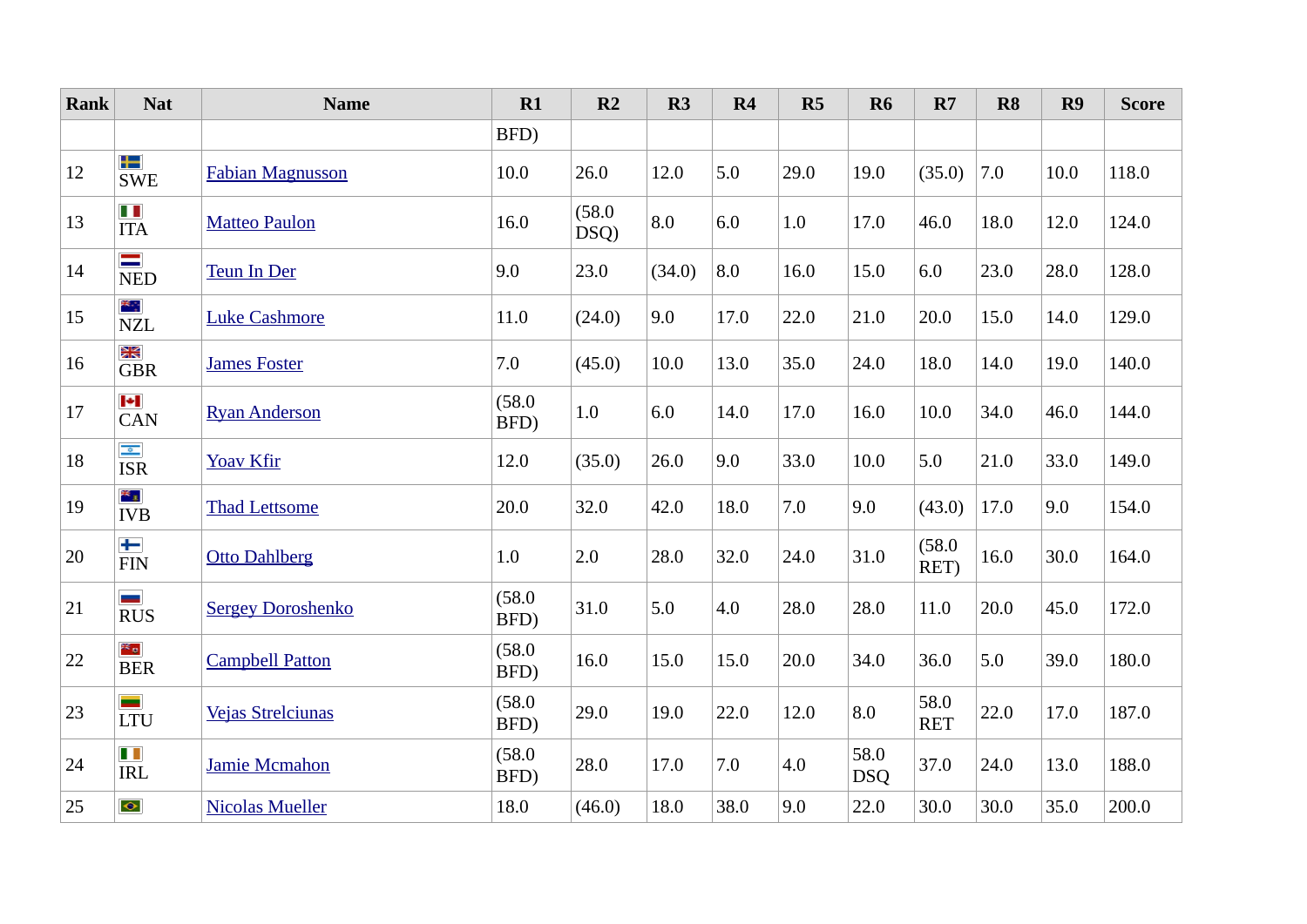| Rank | Nat | Name | R1 | R2 | R3 | R4 | R5 | R6 | R7 | R8 | R9 | Score |
|---|---|---|---|---|---|---|---|---|---|---|---|---|
| | | | BFD) | | | | | | | | | |
| 12 | SWE | Fabian Magnusson | 10.0 | 26.0 | 12.0 | 5.0 | 29.0 | 19.0 | (35.0) | 7.0 | 10.0 | 118.0 |
| 13 | ITA | Matteo Paulon | 16.0 | (58.0 DSQ) | 8.0 | 6.0 | 1.0 | 17.0 | 46.0 | 18.0 | 12.0 | 124.0 |
| 14 | NED | Teun In Der | 9.0 | 23.0 | (34.0) | 8.0 | 16.0 | 15.0 | 6.0 | 23.0 | 28.0 | 128.0 |
| 15 | NZL | Luke Cashmore | 11.0 | (24.0) | 9.0 | 17.0 | 22.0 | 21.0 | 20.0 | 15.0 | 14.0 | 129.0 |
| 16 | GBR | James Foster | 7.0 | (45.0) | 10.0 | 13.0 | 35.0 | 24.0 | 18.0 | 14.0 | 19.0 | 140.0 |
| 17 | CAN | Ryan Anderson | (58.0 BFD) | 1.0 | 6.0 | 14.0 | 17.0 | 16.0 | 10.0 | 34.0 | 46.0 | 144.0 |
| 18 | ISR | Yoav Kfir | 12.0 | (35.0) | 26.0 | 9.0 | 33.0 | 10.0 | 5.0 | 21.0 | 33.0 | 149.0 |
| 19 | IVB | Thad Lettsome | 20.0 | 32.0 | 42.0 | 18.0 | 7.0 | 9.0 | (43.0) | 17.0 | 9.0 | 154.0 |
| 20 | FIN | Otto Dahlberg | 1.0 | 2.0 | 28.0 | 32.0 | 24.0 | 31.0 | (58.0 RET) | 16.0 | 30.0 | 164.0 |
| 21 | RUS | Sergey Doroshenko | (58.0 BFD) | 31.0 | 5.0 | 4.0 | 28.0 | 28.0 | 11.0 | 20.0 | 45.0 | 172.0 |
| 22 | BER | Campbell Patton | (58.0 BFD) | 16.0 | 15.0 | 15.0 | 20.0 | 34.0 | 36.0 | 5.0 | 39.0 | 180.0 |
| 23 | LTU | Vejas Strelciunas | (58.0 BFD) | 29.0 | 19.0 | 22.0 | 12.0 | 8.0 | 58.0 RET | 22.0 | 17.0 | 187.0 |
| 24 | IRL | Jamie Mcmahon | (58.0 BFD) | 28.0 | 17.0 | 7.0 | 4.0 | 58.0 DSQ | 37.0 | 24.0 | 13.0 | 188.0 |
| 25 | | Nicolas Mueller | 18.0 | (46.0) | 18.0 | 38.0 | 9.0 | 22.0 | 30.0 | 30.0 | 35.0 | 200.0 |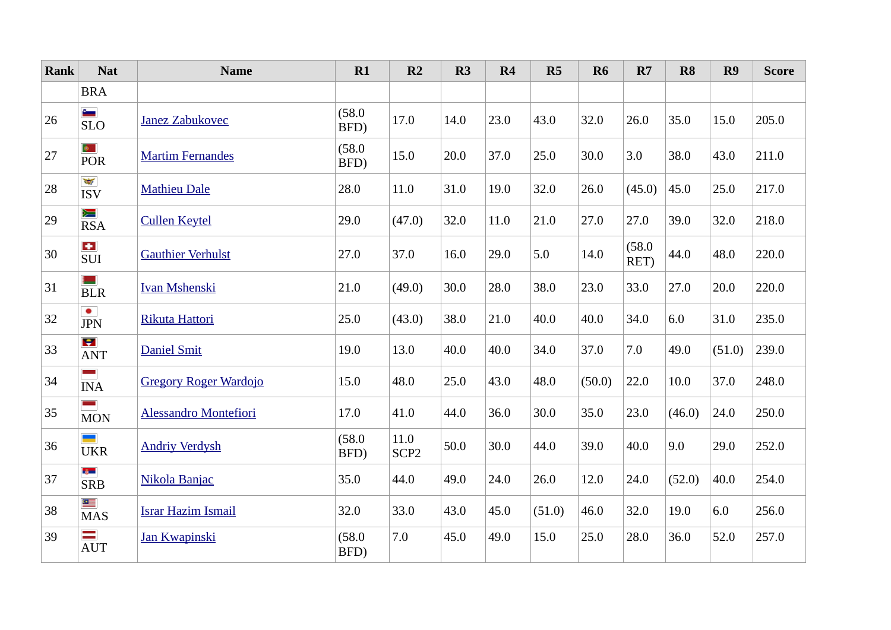| Rank | Nat | Name | R1 | R2 | R3 | R4 | R5 | R6 | R7 | R8 | R9 | Score |
|---|---|---|---|---|---|---|---|---|---|---|---|---|
| | BRA | | | | | | | | | | | |
| 26 | SLO | Janez Zabukovec | (58.0 BFD) | 17.0 | 14.0 | 23.0 | 43.0 | 32.0 | 26.0 | 35.0 | 15.0 | 205.0 |
| 27 | POR | Martim Fernandes | (58.0 BFD) | 15.0 | 20.0 | 37.0 | 25.0 | 30.0 | 3.0 | 38.0 | 43.0 | 211.0 |
| 28 | ISV | Mathieu Dale | 28.0 | 11.0 | 31.0 | 19.0 | 32.0 | 26.0 | (45.0) | 45.0 | 25.0 | 217.0 |
| 29 | RSA | Cullen Keytel | 29.0 | (47.0) | 32.0 | 11.0 | 21.0 | 27.0 | 27.0 | 39.0 | 32.0 | 218.0 |
| 30 | SUI | Gauthier Verhulst | 27.0 | 37.0 | 16.0 | 29.0 | 5.0 | 14.0 | (58.0 RET) | 44.0 | 48.0 | 220.0 |
| 31 | BLR | Ivan Mshenski | 21.0 | (49.0) | 30.0 | 28.0 | 38.0 | 23.0 | 33.0 | 27.0 | 20.0 | 220.0 |
| 32 | JPN | Rikuta Hattori | 25.0 | (43.0) | 38.0 | 21.0 | 40.0 | 40.0 | 34.0 | 6.0 | 31.0 | 235.0 |
| 33 | ANT | Daniel Smit | 19.0 | 13.0 | 40.0 | 40.0 | 34.0 | 37.0 | 7.0 | 49.0 | (51.0) | 239.0 |
| 34 | INA | Gregory Roger Wardojo | 15.0 | 48.0 | 25.0 | 43.0 | 48.0 | (50.0) | 22.0 | 10.0 | 37.0 | 248.0 |
| 35 | MON | Alessandro Montefiori | 17.0 | 41.0 | 44.0 | 36.0 | 30.0 | 35.0 | 23.0 | (46.0) | 24.0 | 250.0 |
| 36 | UKR | Andriy Verdysh | (58.0 BFD) | 11.0 SCP2 | 50.0 | 30.0 | 44.0 | 39.0 | 40.0 | 9.0 | 29.0 | 252.0 |
| 37 | SRB | Nikola Banjac | 35.0 | 44.0 | 49.0 | 24.0 | 26.0 | 12.0 | 24.0 | (52.0) | 40.0 | 254.0 |
| 38 | MAS | Israr Hazim Ismail | 32.0 | 33.0 | 43.0 | 45.0 | (51.0) | 46.0 | 32.0 | 19.0 | 6.0 | 256.0 |
| 39 | AUT | Jan Kwapinski | (58.0 BFD) | 7.0 | 45.0 | 49.0 | 15.0 | 25.0 | 28.0 | 36.0 | 52.0 | 257.0 |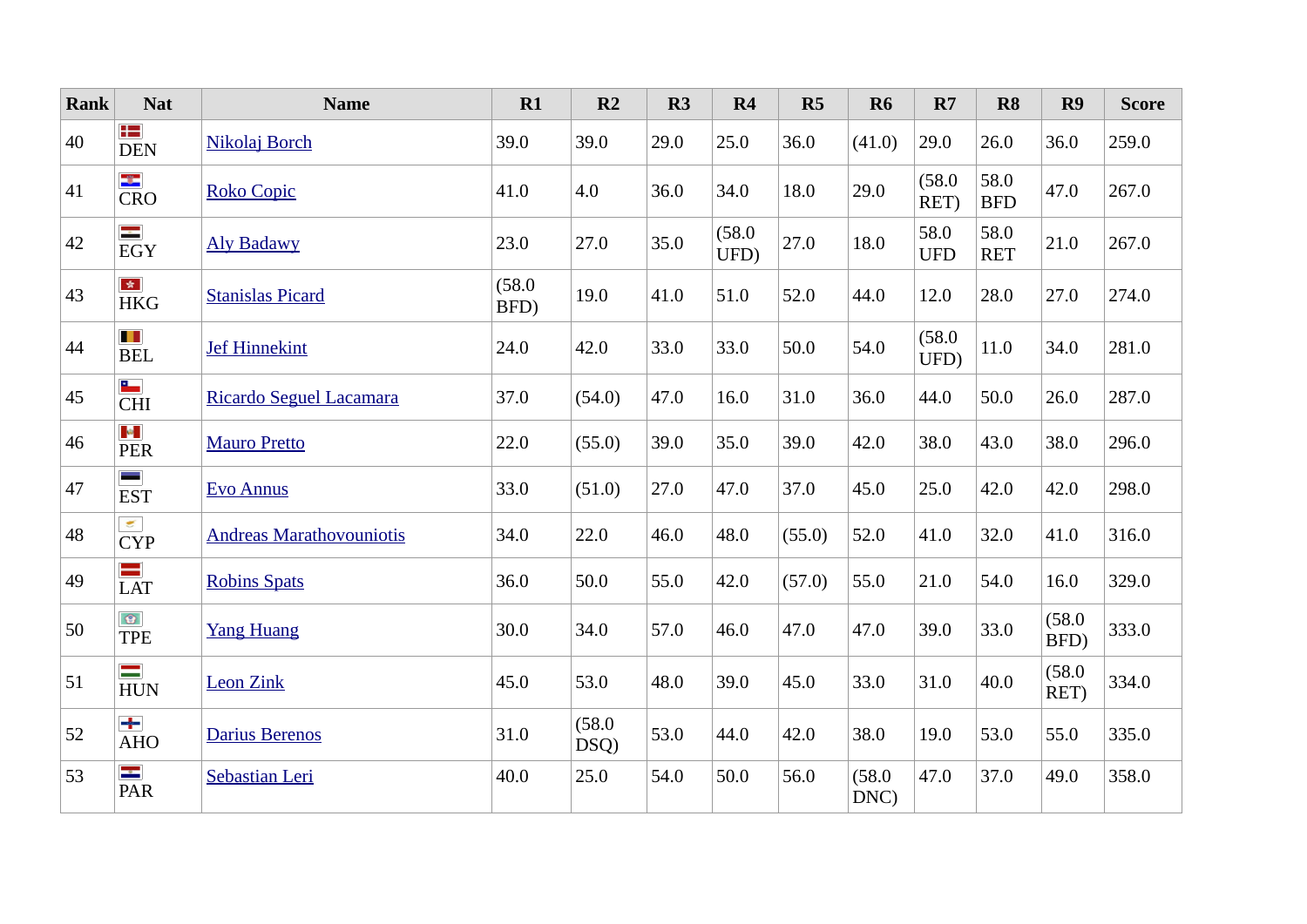| Rank | Nat | Name | R1 | R2 | R3 | R4 | R5 | R6 | R7 | R8 | R9 | Score |
|---|---|---|---|---|---|---|---|---|---|---|---|---|
| 40 | DEN | Nikolaj Borch | 39.0 | 39.0 | 29.0 | 25.0 | 36.0 | (41.0) | 29.0 | 26.0 | 36.0 | 259.0 |
| 41 | CRO | Roko Copic | 41.0 | 4.0 | 36.0 | 34.0 | 18.0 | 29.0 | (58.0 RET) | 58.0 BFD | 47.0 | 267.0 |
| 42 | EGY | Aly Badawy | 23.0 | 27.0 | 35.0 | (58.0 UFD) | 27.0 | 18.0 | 58.0 UFD | 58.0 RET | 21.0 | 267.0 |
| 43 | HKG | Stanislas Picard | (58.0 BFD) | 19.0 | 41.0 | 51.0 | 52.0 | 44.0 | 12.0 | 28.0 | 27.0 | 274.0 |
| 44 | BEL | Jef Hinnekint | 24.0 | 42.0 | 33.0 | 33.0 | 50.0 | 54.0 | (58.0 UFD) | 11.0 | 34.0 | 281.0 |
| 45 | CHI | Ricardo Seguel Lacamara | 37.0 | (54.0) | 47.0 | 16.0 | 31.0 | 36.0 | 44.0 | 50.0 | 26.0 | 287.0 |
| 46 | PER | Mauro Pretto | 22.0 | (55.0) | 39.0 | 35.0 | 39.0 | 42.0 | 38.0 | 43.0 | 38.0 | 296.0 |
| 47 | EST | Evo Annus | 33.0 | (51.0) | 27.0 | 47.0 | 37.0 | 45.0 | 25.0 | 42.0 | 42.0 | 298.0 |
| 48 | CYP | Andreas Marathovouniotis | 34.0 | 22.0 | 46.0 | 48.0 | (55.0) | 52.0 | 41.0 | 32.0 | 41.0 | 316.0 |
| 49 | LAT | Robins Spats | 36.0 | 50.0 | 55.0 | 42.0 | (57.0) | 55.0 | 21.0 | 54.0 | 16.0 | 329.0 |
| 50 | TPE | Yang Huang | 30.0 | 34.0 | 57.0 | 46.0 | 47.0 | 47.0 | 39.0 | 33.0 | (58.0 BFD) | 333.0 |
| 51 | HUN | Leon Zink | 45.0 | 53.0 | 48.0 | 39.0 | 45.0 | 33.0 | 31.0 | 40.0 | (58.0 RET) | 334.0 |
| 52 | AHO | Darius Berenos | 31.0 | (58.0 DSQ) | 53.0 | 44.0 | 42.0 | 38.0 | 19.0 | 53.0 | 55.0 | 335.0 |
| 53 | PAR | Sebastian Leri | 40.0 | 25.0 | 54.0 | 50.0 | 56.0 | (58.0 DNC) | 47.0 | 37.0 | 49.0 | 358.0 |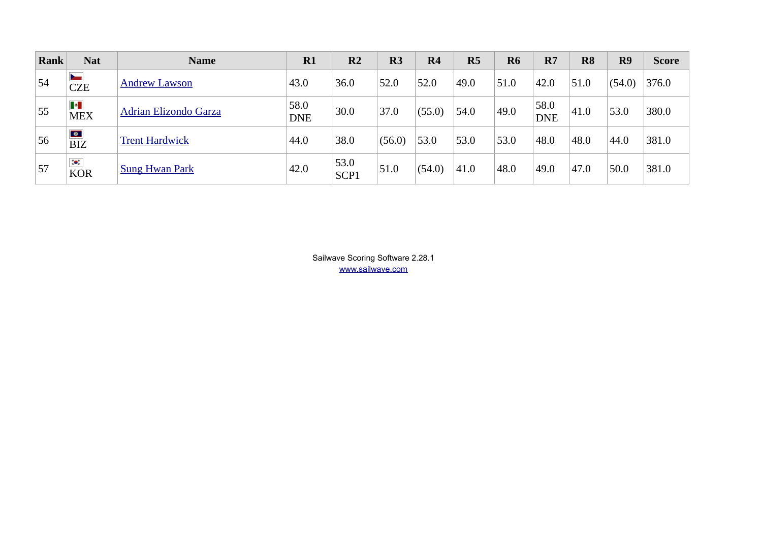| Rank | Nat | Name | R1 | R2 | R3 | R4 | R5 | R6 | R7 | R8 | R9 | Score |
|---|---|---|---|---|---|---|---|---|---|---|---|---|
| 54 | CZE | Andrew Lawson | 43.0 | 36.0 | 52.0 | 52.0 | 49.0 | 51.0 | 42.0 | 51.0 | (54.0) | 376.0 |
| 55 | MEX | Adrian Elizondo Garza | 58.0 DNE | 30.0 | 37.0 | (55.0) | 54.0 | 49.0 | 58.0 DNE | 41.0 | 53.0 | 380.0 |
| 56 | BIZ | Trent Hardwick | 44.0 | 38.0 | (56.0) | 53.0 | 53.0 | 53.0 | 48.0 | 48.0 | 44.0 | 381.0 |
| 57 | KOR | Sung Hwan Park | 42.0 | 53.0 SCP1 | 51.0 | (54.0) | 41.0 | 48.0 | 49.0 | 47.0 | 50.0 | 381.0 |

Sailwave Scoring Software 2.28.1
www.sailwave.com